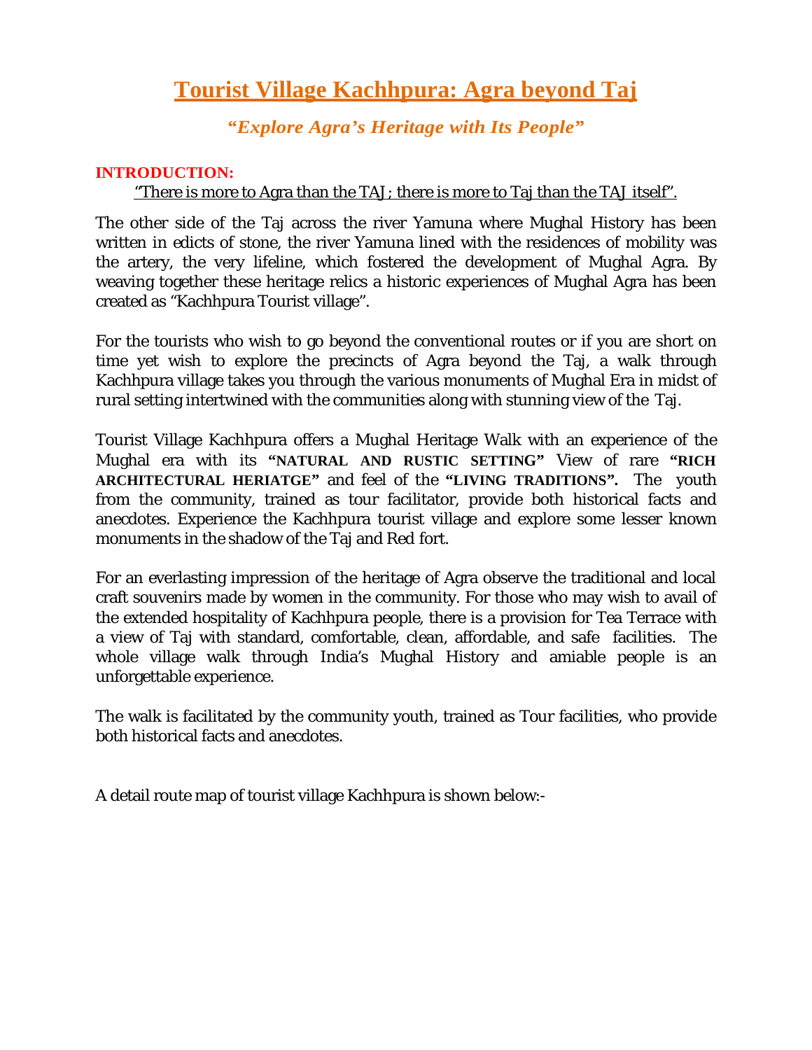# Tourist Village Kachhpura: Agra beyond Taj

***"Explore Agra's Heritage with Its People"***

**INTRODUCTION:**

"There is more to Agra than the TAJ; there is more to Taj than the TAJ itself".

The other side of the Taj across the river Yamuna where Mughal History has been written in edicts of stone, the river Yamuna lined with the residences of mobility was the artery, the very lifeline, which fostered the development of Mughal Agra. By weaving together these heritage relics a historic experiences of Mughal Agra has been created as "Kachhpura Tourist village".

For the tourists who wish to go beyond the conventional routes or if you are short on time yet wish to explore the precincts of Agra beyond the Taj, a walk through Kachhpura village takes you through the various monuments of Mughal Era in midst of rural setting intertwined with the communities along with stunning view of the Taj.

Tourist Village Kachhpura offers a Mughal Heritage Walk with an experience of the Mughal era with its **"NATURAL AND RUSTIC SETTING"** View of rare **"RICH ARCHITECTURAL HERIATGE"** and feel of the **"LIVING TRADITIONS".** The youth from the community, trained as tour facilitator, provide both historical facts and anecdotes. Experience the Kachhpura tourist village and explore some lesser known monuments in the shadow of the Taj and Red fort.

For an everlasting impression of the heritage of Agra observe the traditional and local craft souvenirs made by women in the community. For those who may wish to avail of the extended hospitality of Kachhpura people, there is a provision for Tea Terrace with a view of Taj with standard, comfortable, clean, affordable, and safe facilities. The whole village walk through India's Mughal History and amiable people is an unforgettable experience.

The walk is facilitated by the community youth, trained as Tour facilities, who provide both historical facts and anecdotes.

A detail route map of tourist village Kachhpura is shown below:-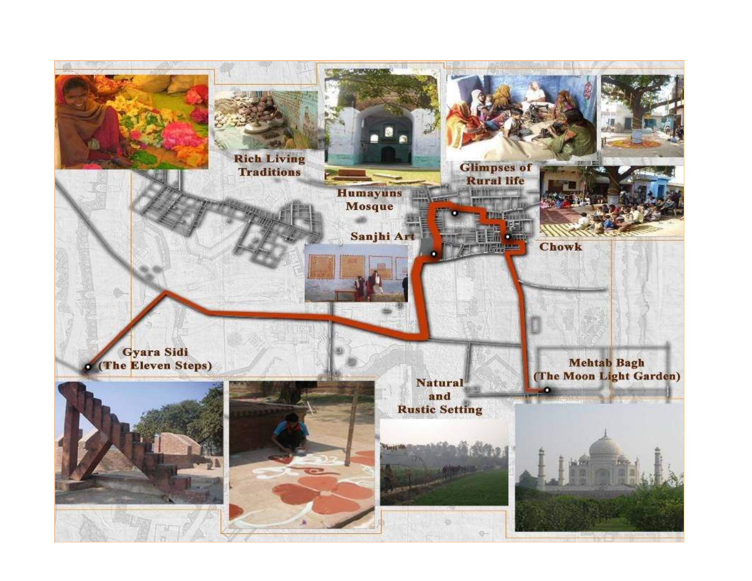Rich Living Traditions

Humayuns Mosque

Glimpses of Rural life

Sanjhi Art

Chowk

Gyara Sidi (The Eleven Steps)

Mehtab Bagh (The Moon Light Garden)

Natural and Rustic Setting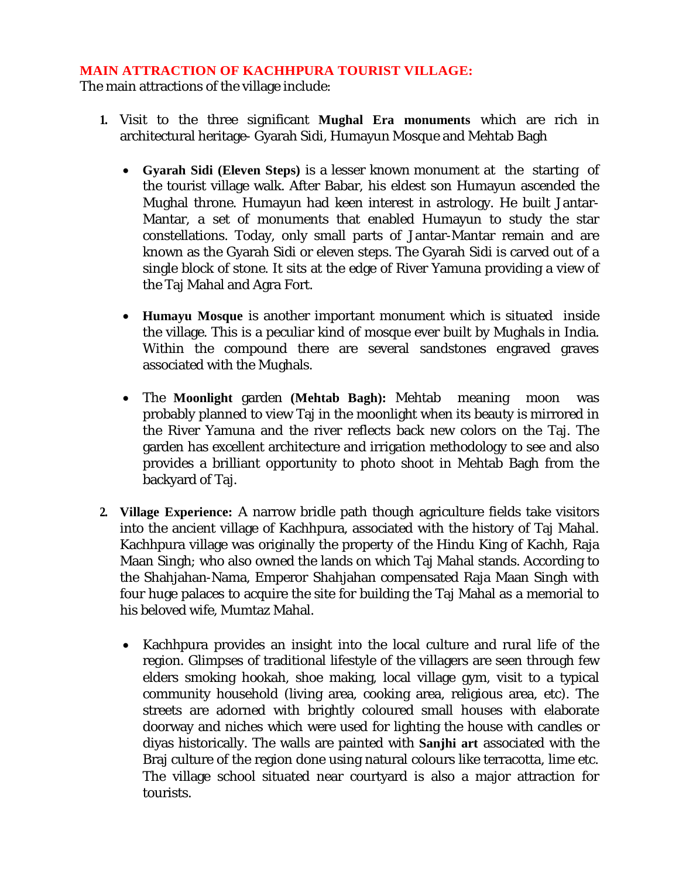**MAIN ATTRACTION OF KACHHPURA TOURIST VILLAGE:**

The main attractions of the village include:

1. Visit to the three significant **Mughal Era monuments** which are rich in architectural heritage- Gyarah Sidi, Humayun Mosque and Mehtab Bagh

   - **Gyarah Sidi (Eleven Steps)** is a lesser known monument at the starting of the tourist village walk. After Babar, his eldest son Humayun ascended the Mughal throne. Humayun had keen interest in astrology. He built Jantar-Mantar, a set of monuments that enabled Humayun to study the star constellations. Today, only small parts of Jantar-Mantar remain and are known as the Gyarah Sidi or eleven steps. The Gyarah Sidi is carved out of a single block of stone. It sits at the edge of River Yamuna providing a view of the Taj Mahal and Agra Fort.

   - **Humayu Mosque** is another important monument which is situated inside the village. This is a peculiar kind of mosque ever built by Mughals in India. Within the compound there are several sandstones engraved graves associated with the Mughals.

   - The **Moonlight** garden **(Mehtab Bagh):** Mehtab meaning moon was probably planned to view Taj in the moonlight when its beauty is mirrored in the River Yamuna and the river reflects back new colors on the Taj. The garden has excellent architecture and irrigation methodology to see and also provides a brilliant opportunity to photo shoot in Mehtab Bagh from the backyard of Taj.

2. **Village Experience:** A narrow bridle path though agriculture fields take visitors into the ancient village of Kachhpura, associated with the history of Taj Mahal. Kachhpura village was originally the property of the Hindu King of Kachh, Raja Maan Singh; who also owned the lands on which Taj Mahal stands. According to the Shahjahan-Nama, Emperor Shahjahan compensated Raja Maan Singh with four huge palaces to acquire the site for building the Taj Mahal as a memorial to his beloved wife, Mumtaz Mahal.

   - Kachhpura provides an insight into the local culture and rural life of the region. Glimpses of traditional lifestyle of the villagers are seen through few elders smoking hookah, shoe making, local village gym, visit to a typical community household (living area, cooking area, religious area, etc). The streets are adorned with brightly coloured small houses with elaborate doorway and niches which were used for lighting the house with candles or diyas historically. The walls are painted with **Sanjhi art** associated with the Braj culture of the region done using natural colours like terracotta, lime etc. The village school situated near courtyard is also a major attraction for tourists.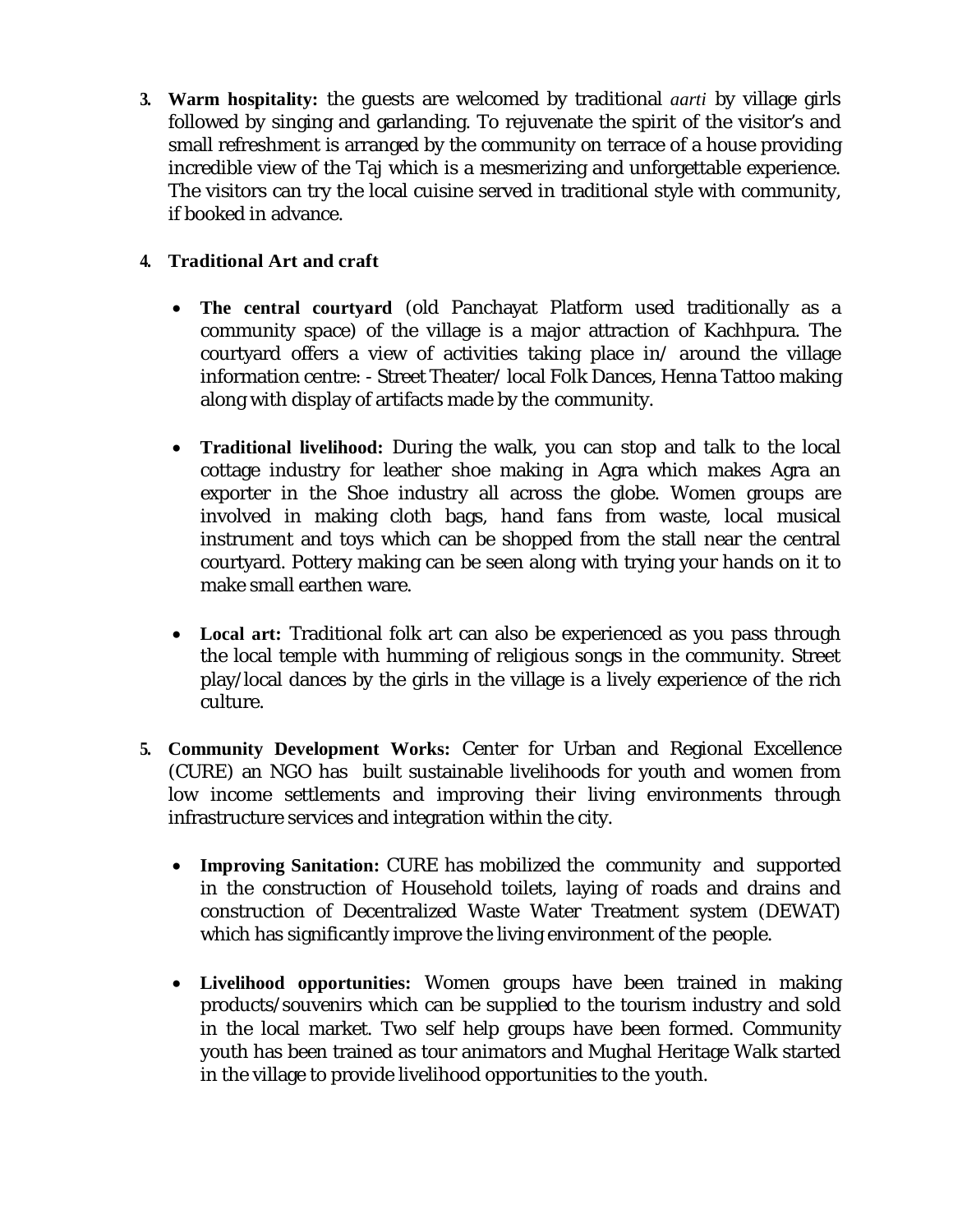3. **Warm hospitality:** the guests are welcomed by traditional *aarti* by village girls followed by singing and garlanding. To rejuvenate the spirit of the visitor's and small refreshment is arranged by the community on terrace of a house providing incredible view of the Taj which is a mesmerizing and unforgettable experience. The visitors can try the local cuisine served in traditional style with community, if booked in advance.

4. **Traditional Art and craft**

   - **The central courtyard** (old Panchayat Platform used traditionally as a community space) of the village is a major attraction of Kachhpura. The courtyard offers a view of activities taking place in/ around the village information centre: - Street Theater/ local Folk Dances, Henna Tattoo making along with display of artifacts made by the community.

   - **Traditional livelihood:** During the walk, you can stop and talk to the local cottage industry for leather shoe making in Agra which makes Agra an exporter in the Shoe industry all across the globe. Women groups are involved in making cloth bags, hand fans from waste, local musical instrument and toys which can be shopped from the stall near the central courtyard. Pottery making can be seen along with trying your hands on it to make small earthen ware.

   - **Local art:** Traditional folk art can also be experienced as you pass through the local temple with humming of religious songs in the community. Street play/local dances by the girls in the village is a lively experience of the rich culture.

5. **Community Development Works:** Center for Urban and Regional Excellence (CURE) an NGO has built sustainable livelihoods for youth and women from low income settlements and improving their living environments through infrastructure services and integration within the city.

   - **Improving Sanitation:** CURE has mobilized the community and supported in the construction of Household toilets, laying of roads and drains and construction of Decentralized Waste Water Treatment system (DEWAT) which has significantly improve the living environment of the people.

   - **Livelihood opportunities:** Women groups have been trained in making products/souvenirs which can be supplied to the tourism industry and sold in the local market. Two self help groups have been formed. Community youth has been trained as tour animators and Mughal Heritage Walk started in the village to provide livelihood opportunities to the youth.